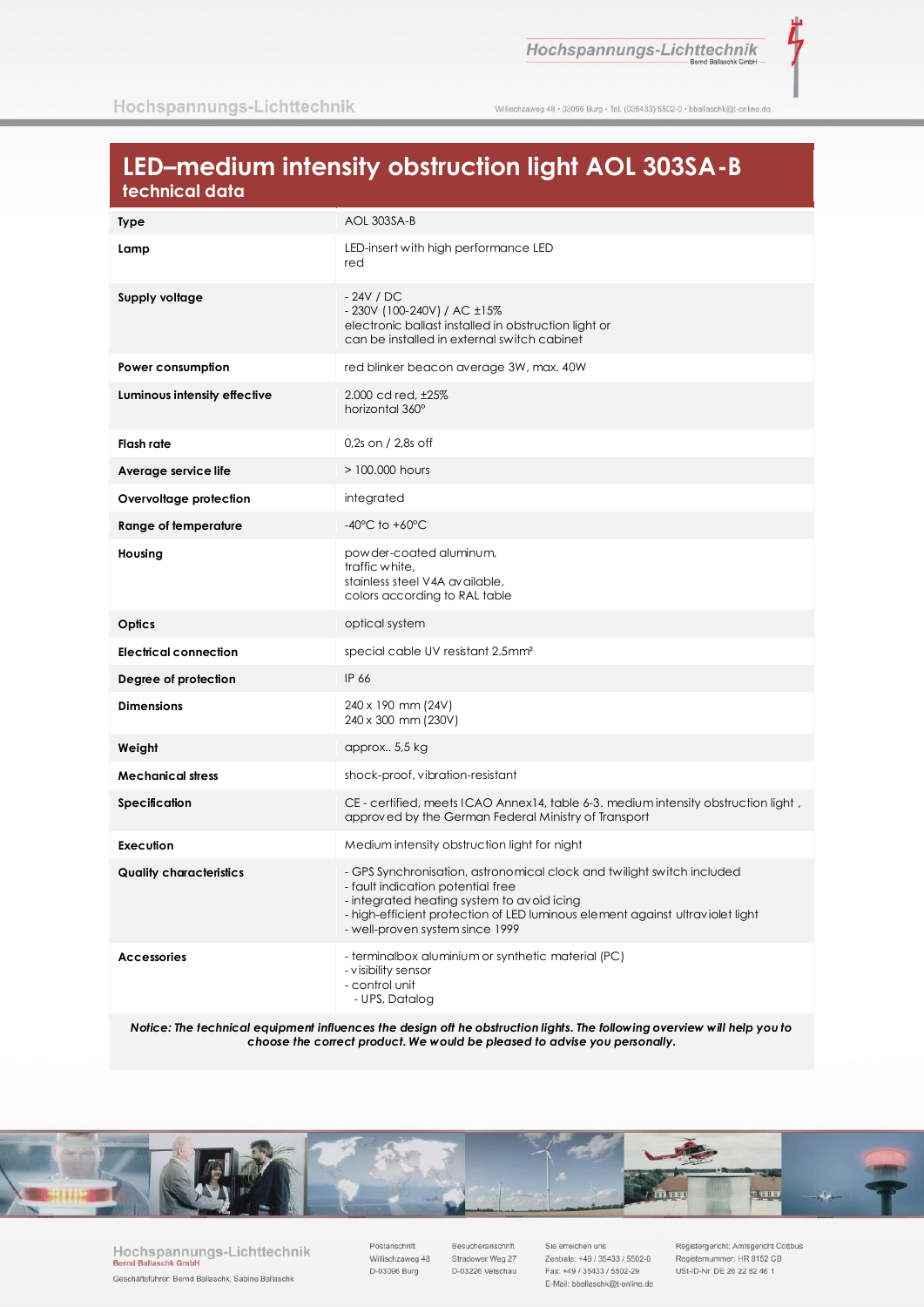# LED–medium intensity obstruction light AOL 303SA-B

## technical data

| | |
|---|---|
| **Type** | AOL 303SA-B |
| **Lamp** | LED-insert with high performance LED<br>red |
| **Supply voltage** | - 24V / DC<br>- 230V (100-240V) / AC ±15%<br>electronic ballast installed in obstruction light or<br>can be installed in external switch cabinet |
| **Power consumption** | red blinker beacon average 3W, max. 40W |
| **Luminous intensity effective** | 2.000 cd red, ±25%<br>horizontal 360° |
| **Flash rate** | 0,2s on / 2,8s off |
| **Average service life** | > 100.000 hours |
| **Overvoltage protection** | integrated |
| **Range of temperature** | -40°C to +60°C |
| **Housing** | powder-coated aluminum,<br>traffic white,<br>stainless steel V4A available,<br>colors according to RAL table |
| **Optics** | optical system |
| **Electrical connection** | special cable UV resistant 2.5mm² |
| **Degree of protection** | IP 66 |
| **Dimensions** | 240 x 190 mm (24V)<br>240 x 300 mm (230V) |
| **Weight** | approx.. 5,5 kg |
| **Mechanical stress** | shock-proof, vibration-resistant |
| **Specification** | CE - certified, meets ICAO Annex14, table 6-3. medium intensity obstruction light , approved by the German Federal Ministry of Transport |
| **Execution** | Medium intensity obstruction light for night |
| **Quality characteristics** | - GPS Synchronisation, astronomical clock and twilight switch included<br>- fault indication potential free<br>- integrated heating system to avoid icing<br>- high-efficient protection of LED luminous element against ultraviolet light<br>- well-proven system since 1999 |
| **Accessories** | - terminalbox aluminium or synthetic material (PC)<br>- visibility sensor<br>- control unit<br>- UPS, Datalog |

***Notice: The technical equipment influences the design off he obstruction lights. The following overview will help you to choose the correct product. We would be pleased to advise you personally.***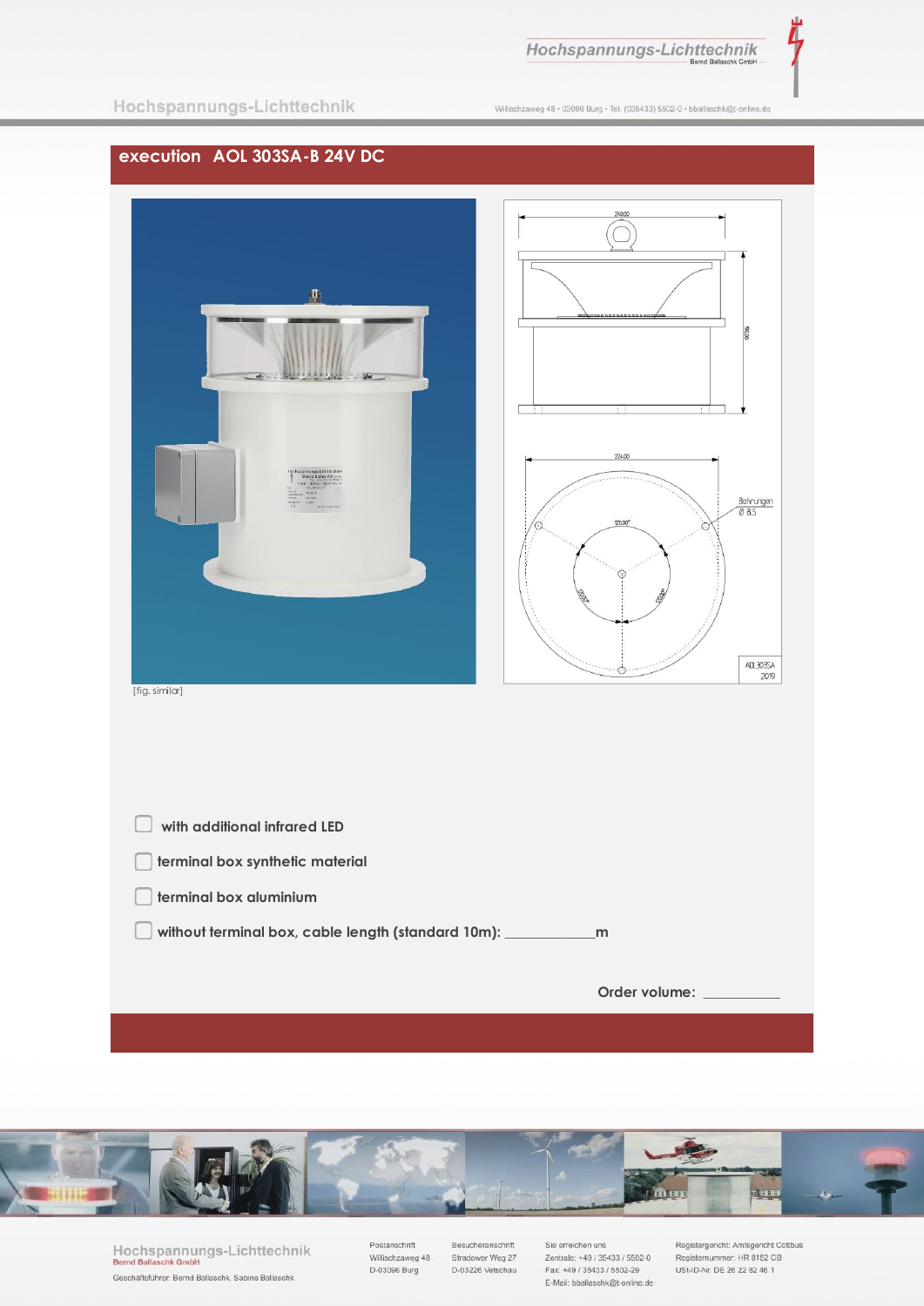## execution AOL 303SA-B 24V DC

[fig. similar]

- [ ] with additional infrared LED
- [ ] terminal box synthetic material
- [ ] terminal box aluminium
- [ ] without terminal box, cable length (standard 10m): ___________m

Order volume: __________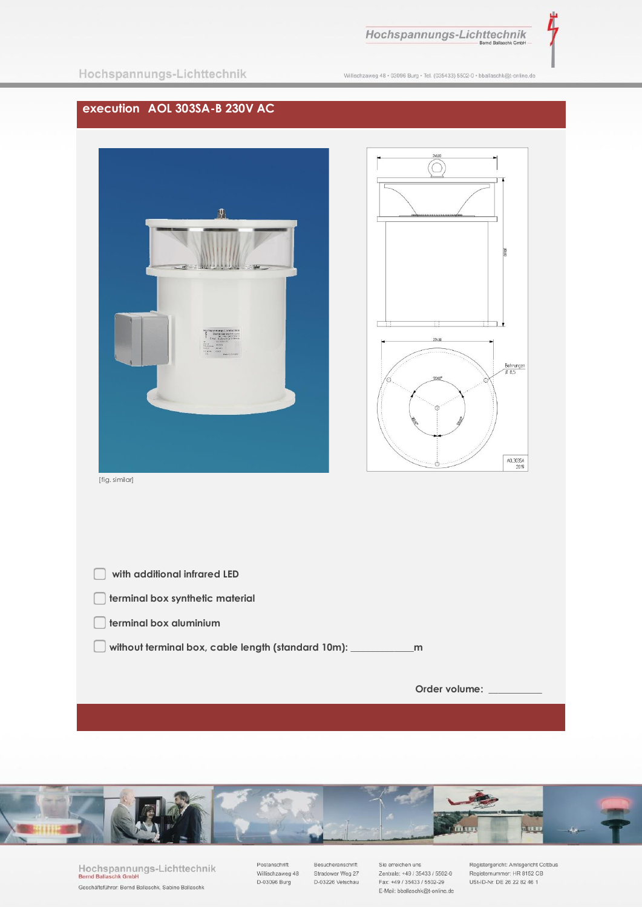## execution AOL 303SA-B 230V AC

[fig. similar]

- [ ] with additional infrared LED
- [ ] terminal box synthetic material
- [ ] terminal box aluminium
- [ ] without terminal box, cable length (standard 10m): ____________m

Order volume: ___________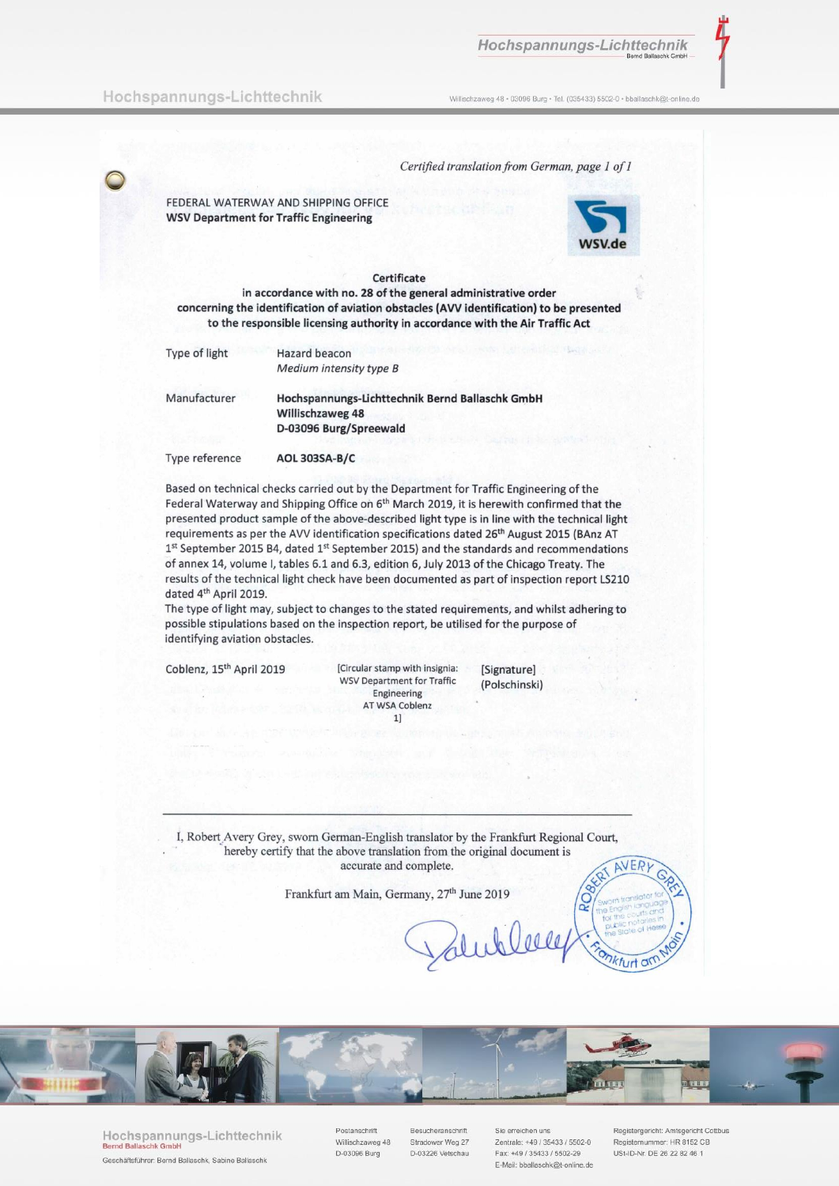*Certified translation from German, page 1 of 1*

FEDERAL WATERWAY AND SHIPPING OFFICE
**WSV Department for Traffic Engineering**

WSV.de

**Certificate**
**in accordance with no. 28 of the general administrative order concerning the identification of aviation obstacles (AVV identification) to be presented to the responsible licensing authority in accordance with the Air Traffic Act**

| | |
|---|---|
| Type of light | Hazard beacon *Medium intensity type B* |
| Manufacturer | **Hochspannungs-Lichttechnik Bernd Ballaschk GmbH Willischzaweg 48 D-03096 Burg/Spreewald** |
| Type reference | **AOL 303SA-B/C** |

Based on technical checks carried out by the Department for Traffic Engineering of the Federal Waterway and Shipping Office on 6th March 2019, it is herewith confirmed that the presented product sample of the above-described light type is in line with the technical light requirements as per the AVV identification specifications dated 26th August 2015 (BAnz AT 1st September 2015 B4, dated 1st September 2015) and the standards and recommendations of annex 14, volume I, tables 6.1 and 6.3, edition 6, July 2013 of the Chicago Treaty. The results of the technical light check have been documented as part of inspection report LS210 dated 4th April 2019.
The type of light may, subject to changes to the stated requirements, and whilst adhering to possible stipulations based on the inspection report, be utilised for the purpose of identifying aviation obstacles.

Coblenz, 15th April 2019 [Circular stamp with insignia: WSV Department for Traffic Engineering AT WSA Coblenz 1] [Signature] (Polschinski)

---

I, Robert Avery Grey, sworn German-English translator by the Frankfurt Regional Court, hereby certify that the above translation from the original document is accurate and complete.

Frankfurt am Main, Germany, 27th June 2019

ROBERT AVERY GREY – Sworn translator for the English language for the courts and public notaries in the State of Hesse – Frankfurt am Main